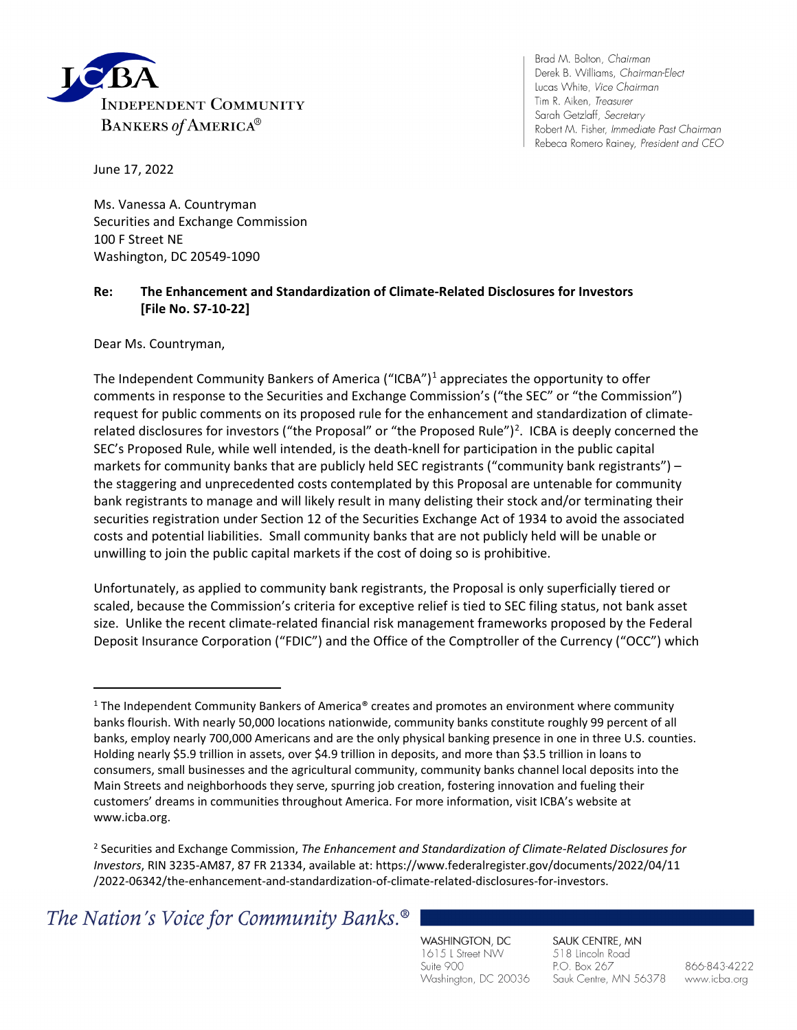INDEPENDENT COMMUNITY BANKERS *of* AMERICA®

Brad M. Bolton, *Chairman*
Derek B. Williams, *Chairman-Elect*
Lucas White, *Vice Chairman*
Tim R. Aiken, *Treasurer*
Sarah Getzlaff, *Secretary*
Robert M. Fisher, *Immediate Past Chairman*
Rebeca Romero Rainey, *President and CEO*

June 17, 2022

Ms. Vanessa A. Countryman
Securities and Exchange Commission
100 F Street NE
Washington, DC 20549-1090

**Re: The Enhancement and Standardization of Climate-Related Disclosures for Investors [File No. S7-10-22]**

Dear Ms. Countryman,

The Independent Community Bankers of America ("ICBA")[1] appreciates the opportunity to offer comments in response to the Securities and Exchange Commission's ("the SEC" or "the Commission") request for public comments on its proposed rule for the enhancement and standardization of climate-related disclosures for investors ("the Proposal" or "the Proposed Rule")[2]. ICBA is deeply concerned the SEC's Proposed Rule, while well intended, is the death-knell for participation in the public capital markets for community banks that are publicly held SEC registrants ("community bank registrants") – the staggering and unprecedented costs contemplated by this Proposal are untenable for community bank registrants to manage and will likely result in many delisting their stock and/or terminating their securities registration under Section 12 of the Securities Exchange Act of 1934 to avoid the associated costs and potential liabilities. Small community banks that are not publicly held will be unable or unwilling to join the public capital markets if the cost of doing so is prohibitive.

Unfortunately, as applied to community bank registrants, the Proposal is only superficially tiered or scaled, because the Commission's criteria for exceptive relief is tied to SEC filing status, not bank asset size. Unlike the recent climate-related financial risk management frameworks proposed by the Federal Deposit Insurance Corporation ("FDIC") and the Office of the Comptroller of the Currency ("OCC") which

[1] The Independent Community Bankers of America® creates and promotes an environment where community banks flourish. With nearly 50,000 locations nationwide, community banks constitute roughly 99 percent of all banks, employ nearly 700,000 Americans and are the only physical banking presence in one in three U.S. counties. Holding nearly \$5.9 trillion in assets, over \$4.9 trillion in deposits, and more than \$3.5 trillion in loans to consumers, small businesses and the agricultural community, community banks channel local deposits into the Main Streets and neighborhoods they serve, spurring job creation, fostering innovation and fueling their customers' dreams in communities throughout America. For more information, visit ICBA's website at www.icba.org.

[2] Securities and Exchange Commission, *The Enhancement and Standardization of Climate-Related Disclosures for Investors*, RIN 3235-AM87, 87 FR 21334, available at: https://www.federalregister.gov/documents/2022/04/11/2022-06342/the-enhancement-and-standardization-of-climate-related-disclosures-for-investors.

*The Nation's Voice for Community Banks.®*

WASHINGTON, DC
1615 L Street NW
Suite 900
Washington, DC 20036

SAUK CENTRE, MN
518 Lincoln Road
P.O. Box 267
Sauk Centre, MN 56378

866-843-4222
www.icba.org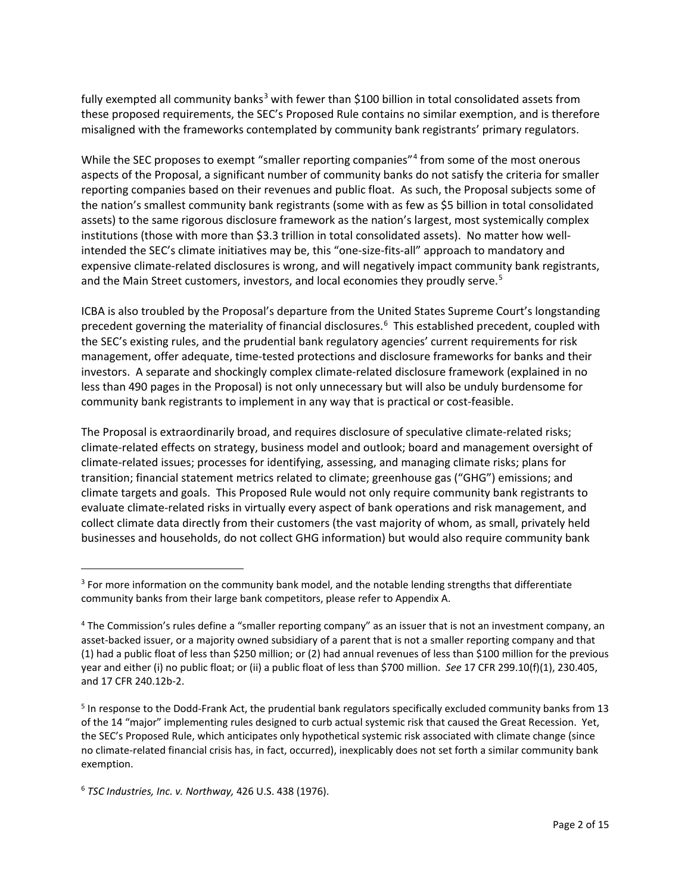fully exempted all community banks[3] with fewer than $100 billion in total consolidated assets from these proposed requirements, the SEC's Proposed Rule contains no similar exemption, and is therefore misaligned with the frameworks contemplated by community bank registrants' primary regulators.

While the SEC proposes to exempt "smaller reporting companies"[4] from some of the most onerous aspects of the Proposal, a significant number of community banks do not satisfy the criteria for smaller reporting companies based on their revenues and public float. As such, the Proposal subjects some of the nation's smallest community bank registrants (some with as few as $5 billion in total consolidated assets) to the same rigorous disclosure framework as the nation's largest, most systemically complex institutions (those with more than $3.3 trillion in total consolidated assets). No matter how well-intended the SEC's climate initiatives may be, this "one-size-fits-all" approach to mandatory and expensive climate-related disclosures is wrong, and will negatively impact community bank registrants, and the Main Street customers, investors, and local economies they proudly serve.[5]

ICBA is also troubled by the Proposal's departure from the United States Supreme Court's longstanding precedent governing the materiality of financial disclosures.[6] This established precedent, coupled with the SEC's existing rules, and the prudential bank regulatory agencies' current requirements for risk management, offer adequate, time-tested protections and disclosure frameworks for banks and their investors. A separate and shockingly complex climate-related disclosure framework (explained in no less than 490 pages in the Proposal) is not only unnecessary but will also be unduly burdensome for community bank registrants to implement in any way that is practical or cost-feasible.

The Proposal is extraordinarily broad, and requires disclosure of speculative climate-related risks; climate-related effects on strategy, business model and outlook; board and management oversight of climate-related issues; processes for identifying, assessing, and managing climate risks; plans for transition; financial statement metrics related to climate; greenhouse gas ("GHG") emissions; and climate targets and goals. This Proposed Rule would not only require community bank registrants to evaluate climate-related risks in virtually every aspect of bank operations and risk management, and collect climate data directly from their customers (the vast majority of whom, as small, privately held businesses and households, do not collect GHG information) but would also require community bank

---

[3] For more information on the community bank model, and the notable lending strengths that differentiate community banks from their large bank competitors, please refer to Appendix A.

[4] The Commission's rules define a "smaller reporting company" as an issuer that is not an investment company, an asset-backed issuer, or a majority owned subsidiary of a parent that is not a smaller reporting company and that (1) had a public float of less than $250 million; or (2) had annual revenues of less than $100 million for the previous year and either (i) no public float; or (ii) a public float of less than $700 million. *See* 17 CFR 299.10(f)(1), 230.405, and 17 CFR 240.12b-2.

[5] In response to the Dodd-Frank Act, the prudential bank regulators specifically excluded community banks from 13 of the 14 "major" implementing rules designed to curb actual systemic risk that caused the Great Recession. Yet, the SEC's Proposed Rule, which anticipates only hypothetical systemic risk associated with climate change (since no climate-related financial crisis has, in fact, occurred), inexplicably does not set forth a similar community bank exemption.

[6] *TSC Industries, Inc. v. Northway,* 426 U.S. 438 (1976).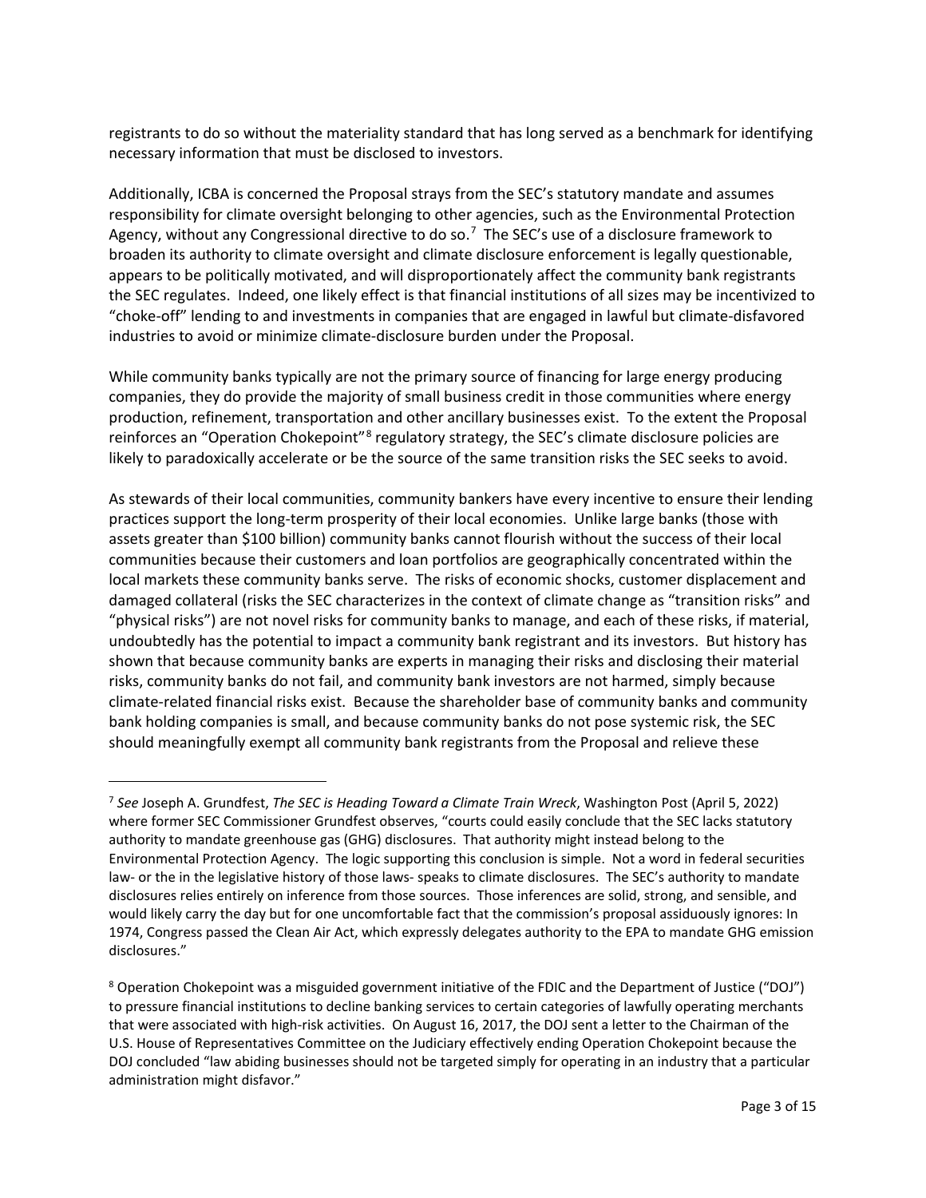registrants to do so without the materiality standard that has long served as a benchmark for identifying necessary information that must be disclosed to investors.

Additionally, ICBA is concerned the Proposal strays from the SEC's statutory mandate and assumes responsibility for climate oversight belonging to other agencies, such as the Environmental Protection Agency, without any Congressional directive to do so.[7] The SEC's use of a disclosure framework to broaden its authority to climate oversight and climate disclosure enforcement is legally questionable, appears to be politically motivated, and will disproportionately affect the community bank registrants the SEC regulates. Indeed, one likely effect is that financial institutions of all sizes may be incentivized to "choke-off" lending to and investments in companies that are engaged in lawful but climate-disfavored industries to avoid or minimize climate-disclosure burden under the Proposal.

While community banks typically are not the primary source of financing for large energy producing companies, they do provide the majority of small business credit in those communities where energy production, refinement, transportation and other ancillary businesses exist. To the extent the Proposal reinforces an "Operation Chokepoint"[8] regulatory strategy, the SEC's climate disclosure policies are likely to paradoxically accelerate or be the source of the same transition risks the SEC seeks to avoid.

As stewards of their local communities, community bankers have every incentive to ensure their lending practices support the long-term prosperity of their local economies. Unlike large banks (those with assets greater than $100 billion) community banks cannot flourish without the success of their local communities because their customers and loan portfolios are geographically concentrated within the local markets these community banks serve. The risks of economic shocks, customer displacement and damaged collateral (risks the SEC characterizes in the context of climate change as "transition risks" and "physical risks") are not novel risks for community banks to manage, and each of these risks, if material, undoubtedly has the potential to impact a community bank registrant and its investors. But history has shown that because community banks are experts in managing their risks and disclosing their material risks, community banks do not fail, and community bank investors are not harmed, simply because climate-related financial risks exist. Because the shareholder base of community banks and community bank holding companies is small, and because community banks do not pose systemic risk, the SEC should meaningfully exempt all community bank registrants from the Proposal and relieve these

---

[7] *See* Joseph A. Grundfest, *The SEC is Heading Toward a Climate Train Wreck*, Washington Post (April 5, 2022) where former SEC Commissioner Grundfest observes, "courts could easily conclude that the SEC lacks statutory authority to mandate greenhouse gas (GHG) disclosures. That authority might instead belong to the Environmental Protection Agency. The logic supporting this conclusion is simple. Not a word in federal securities law- or the in the legislative history of those laws- speaks to climate disclosures. The SEC's authority to mandate disclosures relies entirely on inference from those sources. Those inferences are solid, strong, and sensible, and would likely carry the day but for one uncomfortable fact that the commission's proposal assiduously ignores: In 1974, Congress passed the Clean Air Act, which expressly delegates authority to the EPA to mandate GHG emission disclosures."

[8] Operation Chokepoint was a misguided government initiative of the FDIC and the Department of Justice ("DOJ") to pressure financial institutions to decline banking services to certain categories of lawfully operating merchants that were associated with high-risk activities. On August 16, 2017, the DOJ sent a letter to the Chairman of the U.S. House of Representatives Committee on the Judiciary effectively ending Operation Chokepoint because the DOJ concluded "law abiding businesses should not be targeted simply for operating in an industry that a particular administration might disfavor."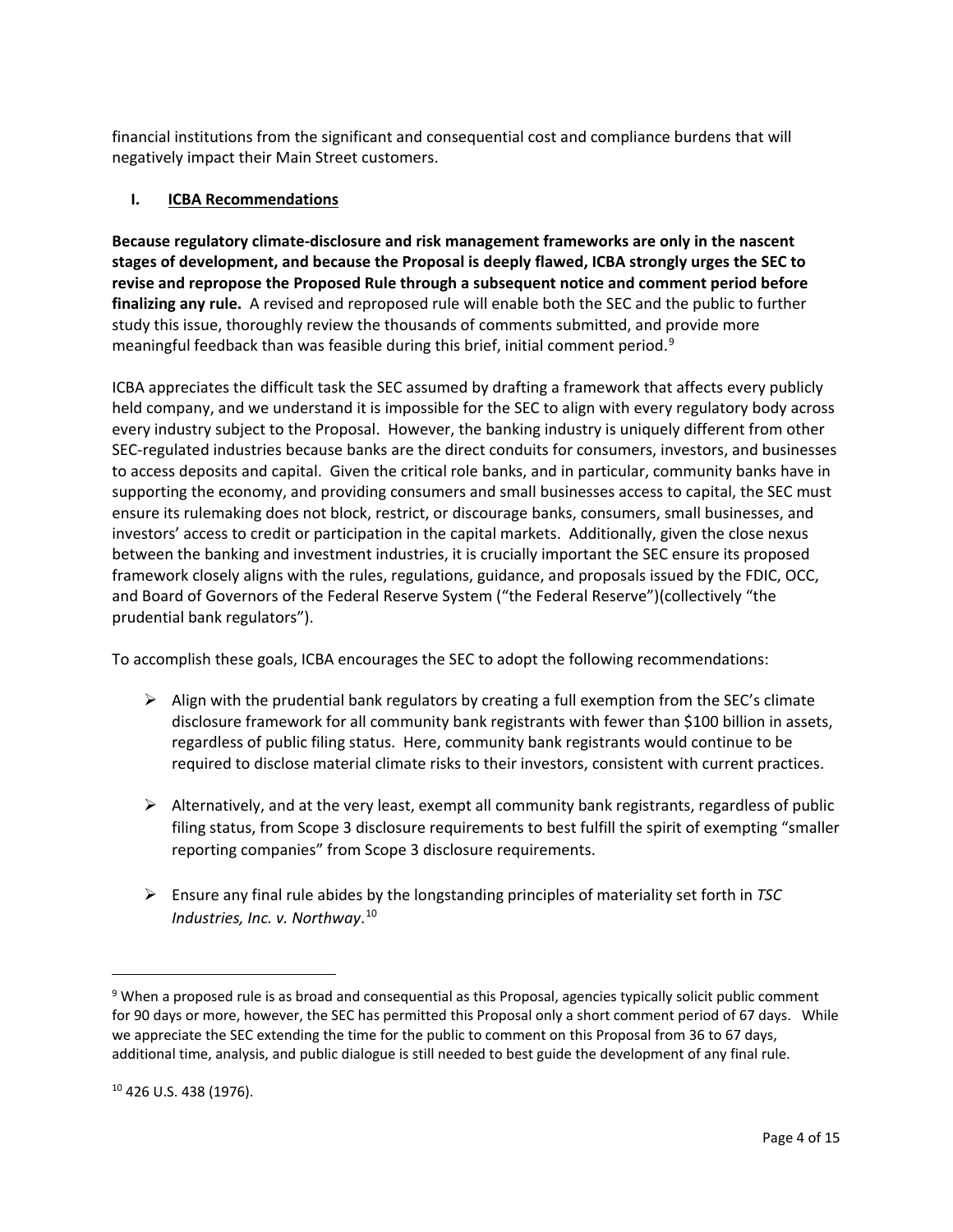financial institutions from the significant and consequential cost and compliance burdens that will negatively impact their Main Street customers.

## I. ICBA Recommendations

**Because regulatory climate-disclosure and risk management frameworks are only in the nascent stages of development, and because the Proposal is deeply flawed, ICBA strongly urges the SEC to revise and repropose the Proposed Rule through a subsequent notice and comment period before finalizing any rule.** A revised and reproposed rule will enable both the SEC and the public to further study this issue, thoroughly review the thousands of comments submitted, and provide more meaningful feedback than was feasible during this brief, initial comment period.[9]

ICBA appreciates the difficult task the SEC assumed by drafting a framework that affects every publicly held company, and we understand it is impossible for the SEC to align with every regulatory body across every industry subject to the Proposal. However, the banking industry is uniquely different from other SEC-regulated industries because banks are the direct conduits for consumers, investors, and businesses to access deposits and capital. Given the critical role banks, and in particular, community banks have in supporting the economy, and providing consumers and small businesses access to capital, the SEC must ensure its rulemaking does not block, restrict, or discourage banks, consumers, small businesses, and investors' access to credit or participation in the capital markets. Additionally, given the close nexus between the banking and investment industries, it is crucially important the SEC ensure its proposed framework closely aligns with the rules, regulations, guidance, and proposals issued by the FDIC, OCC, and Board of Governors of the Federal Reserve System ("the Federal Reserve")(collectively "the prudential bank regulators").

To accomplish these goals, ICBA encourages the SEC to adopt the following recommendations:

- Align with the prudential bank regulators by creating a full exemption from the SEC's climate disclosure framework for all community bank registrants with fewer than $100 billion in assets, regardless of public filing status. Here, community bank registrants would continue to be required to disclose material climate risks to their investors, consistent with current practices.
- Alternatively, and at the very least, exempt all community bank registrants, regardless of public filing status, from Scope 3 disclosure requirements to best fulfill the spirit of exempting "smaller reporting companies" from Scope 3 disclosure requirements.
- Ensure any final rule abides by the longstanding principles of materiality set forth in *TSC Industries, Inc. v. Northway*.[10]

---

[9] When a proposed rule is as broad and consequential as this Proposal, agencies typically solicit public comment for 90 days or more, however, the SEC has permitted this Proposal only a short comment period of 67 days. While we appreciate the SEC extending the time for the public to comment on this Proposal from 36 to 67 days, additional time, analysis, and public dialogue is still needed to best guide the development of any final rule.

[10] 426 U.S. 438 (1976).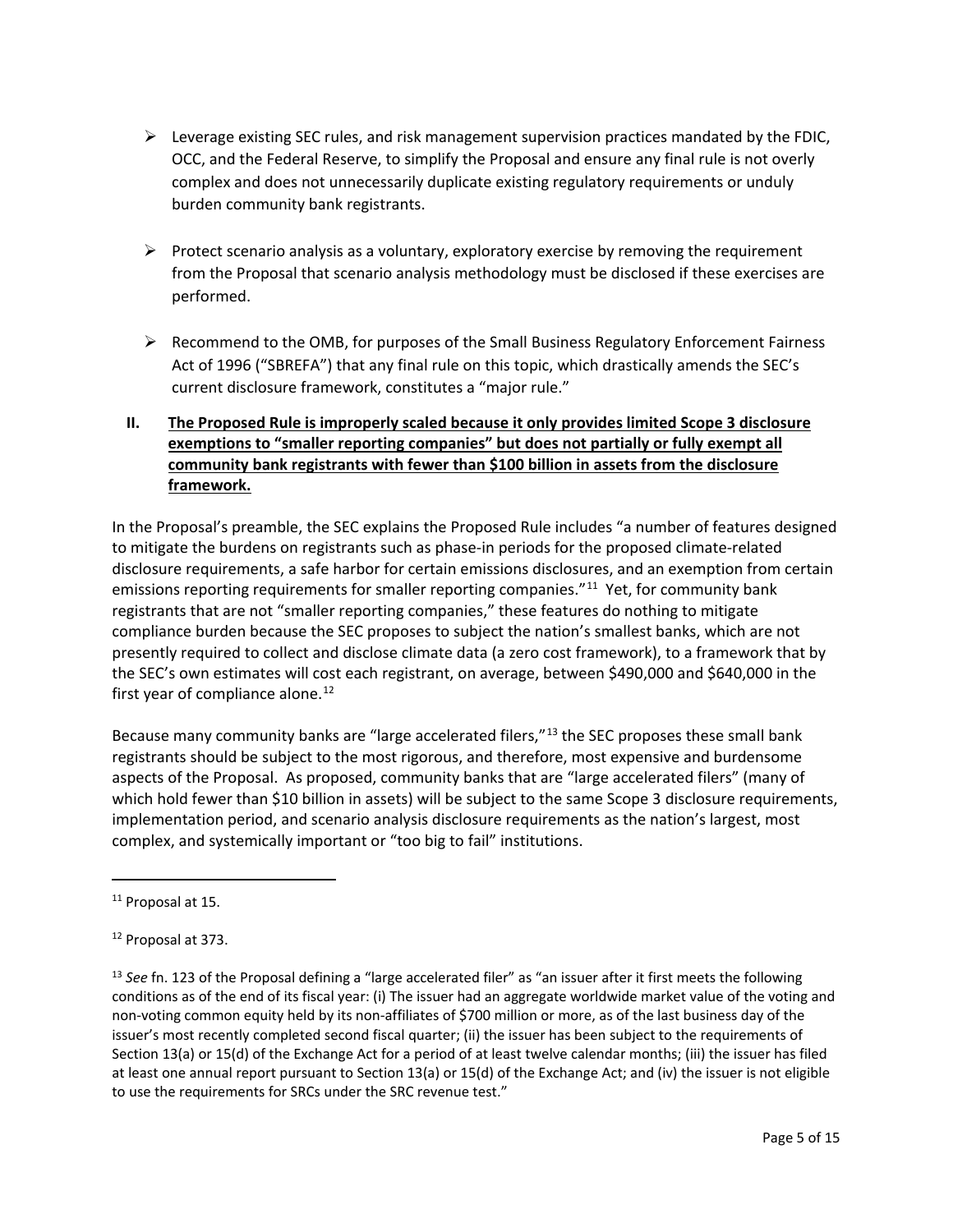- Leverage existing SEC rules, and risk management supervision practices mandated by the FDIC, OCC, and the Federal Reserve, to simplify the Proposal and ensure any final rule is not overly complex and does not unnecessarily duplicate existing regulatory requirements or unduly burden community bank registrants.

- Protect scenario analysis as a voluntary, exploratory exercise by removing the requirement from the Proposal that scenario analysis methodology must be disclosed if these exercises are performed.

- Recommend to the OMB, for purposes of the Small Business Regulatory Enforcement Fairness Act of 1996 ("SBREFA") that any final rule on this topic, which drastically amends the SEC's current disclosure framework, constitutes a "major rule."

## II. The Proposed Rule is improperly scaled because it only provides limited Scope 3 disclosure exemptions to "smaller reporting companies" but does not partially or fully exempt all community bank registrants with fewer than $100 billion in assets from the disclosure framework.

In the Proposal's preamble, the SEC explains the Proposed Rule includes "a number of features designed to mitigate the burdens on registrants such as phase-in periods for the proposed climate-related disclosure requirements, a safe harbor for certain emissions disclosures, and an exemption from certain emissions reporting requirements for smaller reporting companies."[11] Yet, for community bank registrants that are not "smaller reporting companies," these features do nothing to mitigate compliance burden because the SEC proposes to subject the nation's smallest banks, which are not presently required to collect and disclose climate data (a zero cost framework), to a framework that by the SEC's own estimates will cost each registrant, on average, between $490,000 and $640,000 in the first year of compliance alone.[12]

Because many community banks are "large accelerated filers,"[13] the SEC proposes these small bank registrants should be subject to the most rigorous, and therefore, most expensive and burdensome aspects of the Proposal. As proposed, community banks that are "large accelerated filers" (many of which hold fewer than $10 billion in assets) will be subject to the same Scope 3 disclosure requirements, implementation period, and scenario analysis disclosure requirements as the nation's largest, most complex, and systemically important or "too big to fail" institutions.

---

[11] Proposal at 15.

[12] Proposal at 373.

[13] *See* fn. 123 of the Proposal defining a "large accelerated filer" as "an issuer after it first meets the following conditions as of the end of its fiscal year: (i) The issuer had an aggregate worldwide market value of the voting and non-voting common equity held by its non-affiliates of $700 million or more, as of the last business day of the issuer's most recently completed second fiscal quarter; (ii) the issuer has been subject to the requirements of Section 13(a) or 15(d) of the Exchange Act for a period of at least twelve calendar months; (iii) the issuer has filed at least one annual report pursuant to Section 13(a) or 15(d) of the Exchange Act; and (iv) the issuer is not eligible to use the requirements for SRCs under the SRC revenue test."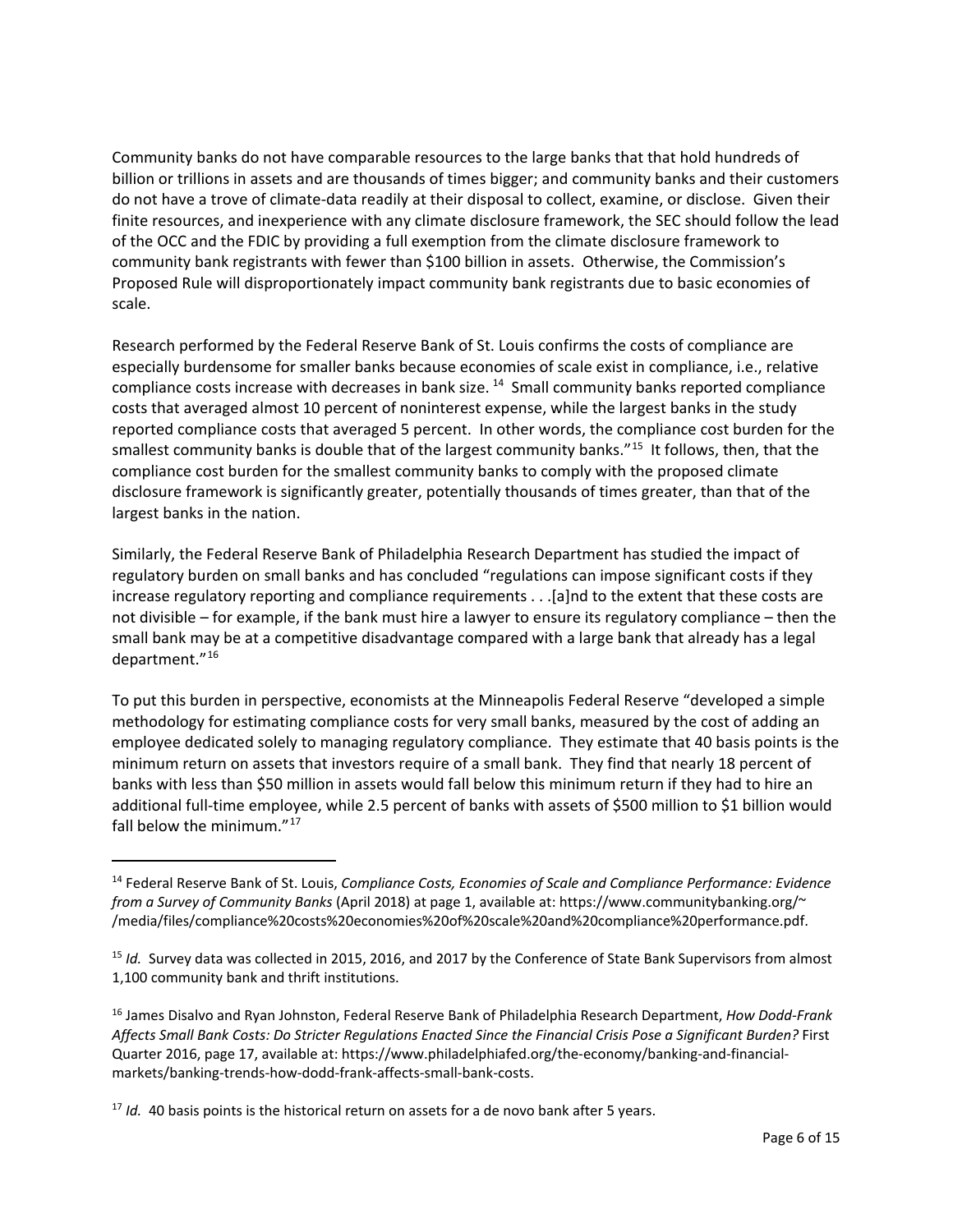Community banks do not have comparable resources to the large banks that that hold hundreds of billion or trillions in assets and are thousands of times bigger; and community banks and their customers do not have a trove of climate-data readily at their disposal to collect, examine, or disclose. Given their finite resources, and inexperience with any climate disclosure framework, the SEC should follow the lead of the OCC and the FDIC by providing a full exemption from the climate disclosure framework to community bank registrants with fewer than $100 billion in assets. Otherwise, the Commission's Proposed Rule will disproportionately impact community bank registrants due to basic economies of scale.

Research performed by the Federal Reserve Bank of St. Louis confirms the costs of compliance are especially burdensome for smaller banks because economies of scale exist in compliance, i.e., relative compliance costs increase with decreases in bank size.[14] Small community banks reported compliance costs that averaged almost 10 percent of noninterest expense, while the largest banks in the study reported compliance costs that averaged 5 percent. In other words, the compliance cost burden for the smallest community banks is double that of the largest community banks."[15] It follows, then, that the compliance cost burden for the smallest community banks to comply with the proposed climate disclosure framework is significantly greater, potentially thousands of times greater, than that of the largest banks in the nation.

Similarly, the Federal Reserve Bank of Philadelphia Research Department has studied the impact of regulatory burden on small banks and has concluded "regulations can impose significant costs if they increase regulatory reporting and compliance requirements . . .[a]nd to the extent that these costs are not divisible – for example, if the bank must hire a lawyer to ensure its regulatory compliance – then the small bank may be at a competitive disadvantage compared with a large bank that already has a legal department."[16]

To put this burden in perspective, economists at the Minneapolis Federal Reserve "developed a simple methodology for estimating compliance costs for very small banks, measured by the cost of adding an employee dedicated solely to managing regulatory compliance. They estimate that 40 basis points is the minimum return on assets that investors require of a small bank. They find that nearly 18 percent of banks with less than $50 million in assets would fall below this minimum return if they had to hire an additional full-time employee, while 2.5 percent of banks with assets of $500 million to $1 billion would fall below the minimum."[17]

---

[14] Federal Reserve Bank of St. Louis, *Compliance Costs, Economies of Scale and Compliance Performance: Evidence from a Survey of Community Banks* (April 2018) at page 1, available at: https://www.communitybanking.org/~/media/files/compliance%20costs%20economies%20of%20scale%20and%20compliance%20performance.pdf.

[15] *Id.* Survey data was collected in 2015, 2016, and 2017 by the Conference of State Bank Supervisors from almost 1,100 community bank and thrift institutions.

[16] James Disalvo and Ryan Johnston, Federal Reserve Bank of Philadelphia Research Department, *How Dodd-Frank Affects Small Bank Costs: Do Stricter Regulations Enacted Since the Financial Crisis Pose a Significant Burden?* First Quarter 2016, page 17, available at: https://www.philadelphiafed.org/the-economy/banking-and-financial-markets/banking-trends-how-dodd-frank-affects-small-bank-costs.

[17] *Id.* 40 basis points is the historical return on assets for a de novo bank after 5 years.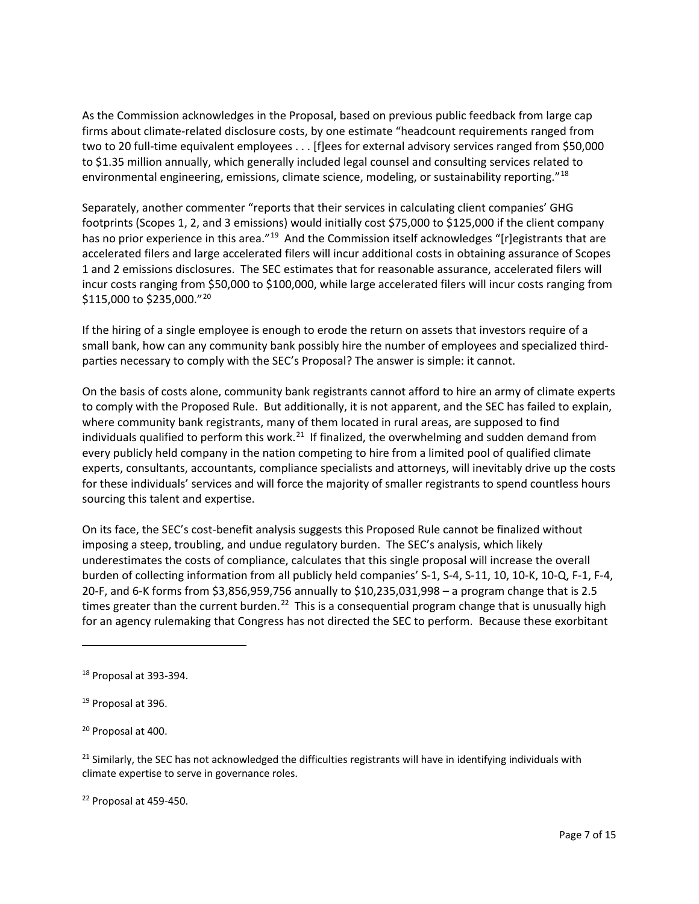As the Commission acknowledges in the Proposal, based on previous public feedback from large cap firms about climate-related disclosure costs, by one estimate "headcount requirements ranged from two to 20 full-time equivalent employees . . . [f]ees for external advisory services ranged from $50,000 to $1.35 million annually, which generally included legal counsel and consulting services related to environmental engineering, emissions, climate science, modeling, or sustainability reporting."[18]

Separately, another commenter "reports that their services in calculating client companies' GHG footprints (Scopes 1, 2, and 3 emissions) would initially cost $75,000 to $125,000 if the client company has no prior experience in this area."[19] And the Commission itself acknowledges "[r]egistrants that are accelerated filers and large accelerated filers will incur additional costs in obtaining assurance of Scopes 1 and 2 emissions disclosures. The SEC estimates that for reasonable assurance, accelerated filers will incur costs ranging from $50,000 to $100,000, while large accelerated filers will incur costs ranging from $115,000 to $235,000."[20]

If the hiring of a single employee is enough to erode the return on assets that investors require of a small bank, how can any community bank possibly hire the number of employees and specialized third-parties necessary to comply with the SEC's Proposal? The answer is simple: it cannot.

On the basis of costs alone, community bank registrants cannot afford to hire an army of climate experts to comply with the Proposed Rule. But additionally, it is not apparent, and the SEC has failed to explain, where community bank registrants, many of them located in rural areas, are supposed to find individuals qualified to perform this work.[21] If finalized, the overwhelming and sudden demand from every publicly held company in the nation competing to hire from a limited pool of qualified climate experts, consultants, accountants, compliance specialists and attorneys, will inevitably drive up the costs for these individuals' services and will force the majority of smaller registrants to spend countless hours sourcing this talent and expertise.

On its face, the SEC's cost-benefit analysis suggests this Proposed Rule cannot be finalized without imposing a steep, troubling, and undue regulatory burden. The SEC's analysis, which likely underestimates the costs of compliance, calculates that this single proposal will increase the overall burden of collecting information from all publicly held companies' S-1, S-4, S-11, 10, 10-K, 10-Q, F-1, F-4, 20-F, and 6-K forms from $3,856,959,756 annually to $10,235,031,998 – a program change that is 2.5 times greater than the current burden.[22] This is a consequential program change that is unusually high for an agency rulemaking that Congress has not directed the SEC to perform. Because these exorbitant

---

[18] Proposal at 393-394.

[19] Proposal at 396.

[20] Proposal at 400.

[21] Similarly, the SEC has not acknowledged the difficulties registrants will have in identifying individuals with climate expertise to serve in governance roles.

[22] Proposal at 459-450.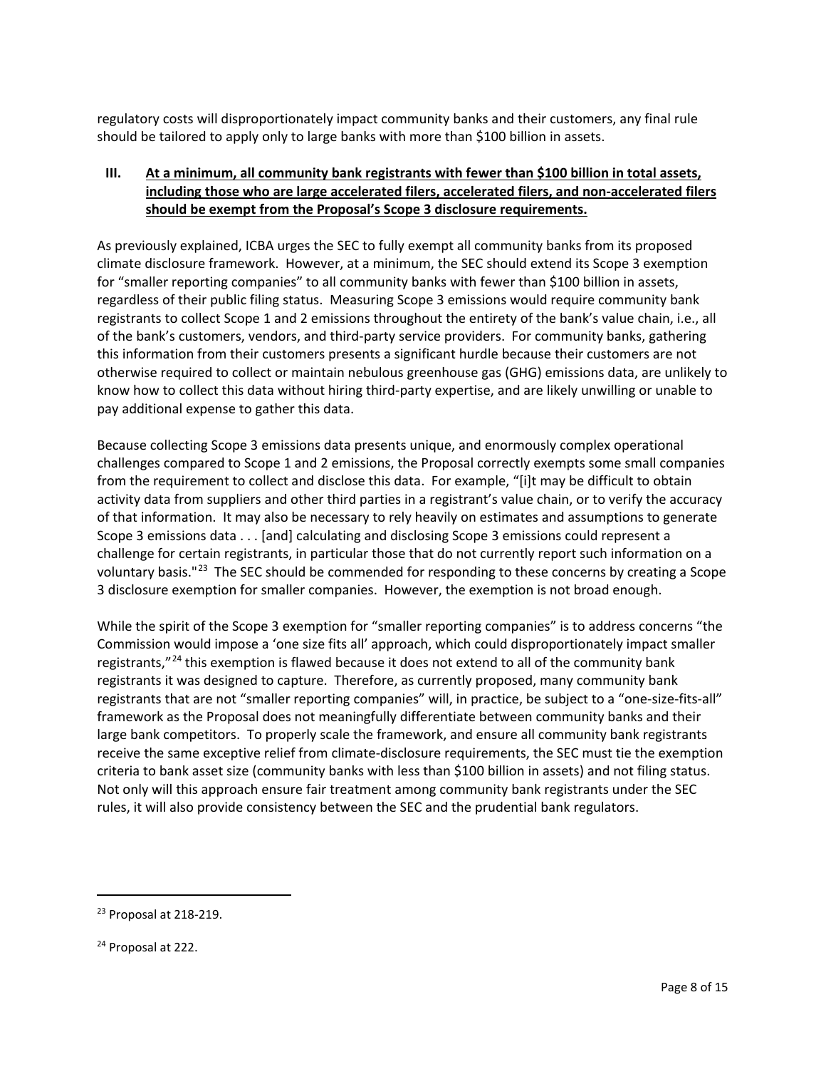regulatory costs will disproportionately impact community banks and their customers, any final rule should be tailored to apply only to large banks with more than $100 billion in assets.

### III. <u>At a minimum, all community bank registrants with fewer than $100 billion in total assets, including those who are large accelerated filers, accelerated filers, and non-accelerated filers should be exempt from the Proposal's Scope 3 disclosure requirements.</u>

As previously explained, ICBA urges the SEC to fully exempt all community banks from its proposed climate disclosure framework. However, at a minimum, the SEC should extend its Scope 3 exemption for "smaller reporting companies" to all community banks with fewer than $100 billion in assets, regardless of their public filing status. Measuring Scope 3 emissions would require community bank registrants to collect Scope 1 and 2 emissions throughout the entirety of the bank's value chain, i.e., all of the bank's customers, vendors, and third-party service providers. For community banks, gathering this information from their customers presents a significant hurdle because their customers are not otherwise required to collect or maintain nebulous greenhouse gas (GHG) emissions data, are unlikely to know how to collect this data without hiring third-party expertise, and are likely unwilling or unable to pay additional expense to gather this data.

Because collecting Scope 3 emissions data presents unique, and enormously complex operational challenges compared to Scope 1 and 2 emissions, the Proposal correctly exempts some small companies from the requirement to collect and disclose this data. For example, "[i]t may be difficult to obtain activity data from suppliers and other third parties in a registrant's value chain, or to verify the accuracy of that information. It may also be necessary to rely heavily on estimates and assumptions to generate Scope 3 emissions data . . . [and] calculating and disclosing Scope 3 emissions could represent a challenge for certain registrants, in particular those that do not currently report such information on a voluntary basis."[23] The SEC should be commended for responding to these concerns by creating a Scope 3 disclosure exemption for smaller companies. However, the exemption is not broad enough.

While the spirit of the Scope 3 exemption for "smaller reporting companies" is to address concerns "the Commission would impose a 'one size fits all' approach, which could disproportionately impact smaller registrants,"[24] this exemption is flawed because it does not extend to all of the community bank registrants it was designed to capture. Therefore, as currently proposed, many community bank registrants that are not "smaller reporting companies" will, in practice, be subject to a "one-size-fits-all" framework as the Proposal does not meaningfully differentiate between community banks and their large bank competitors. To properly scale the framework, and ensure all community bank registrants receive the same exceptive relief from climate-disclosure requirements, the SEC must tie the exemption criteria to bank asset size (community banks with less than $100 billion in assets) and not filing status. Not only will this approach ensure fair treatment among community bank registrants under the SEC rules, it will also provide consistency between the SEC and the prudential bank regulators.

---

[23] Proposal at 218-219.

[24] Proposal at 222.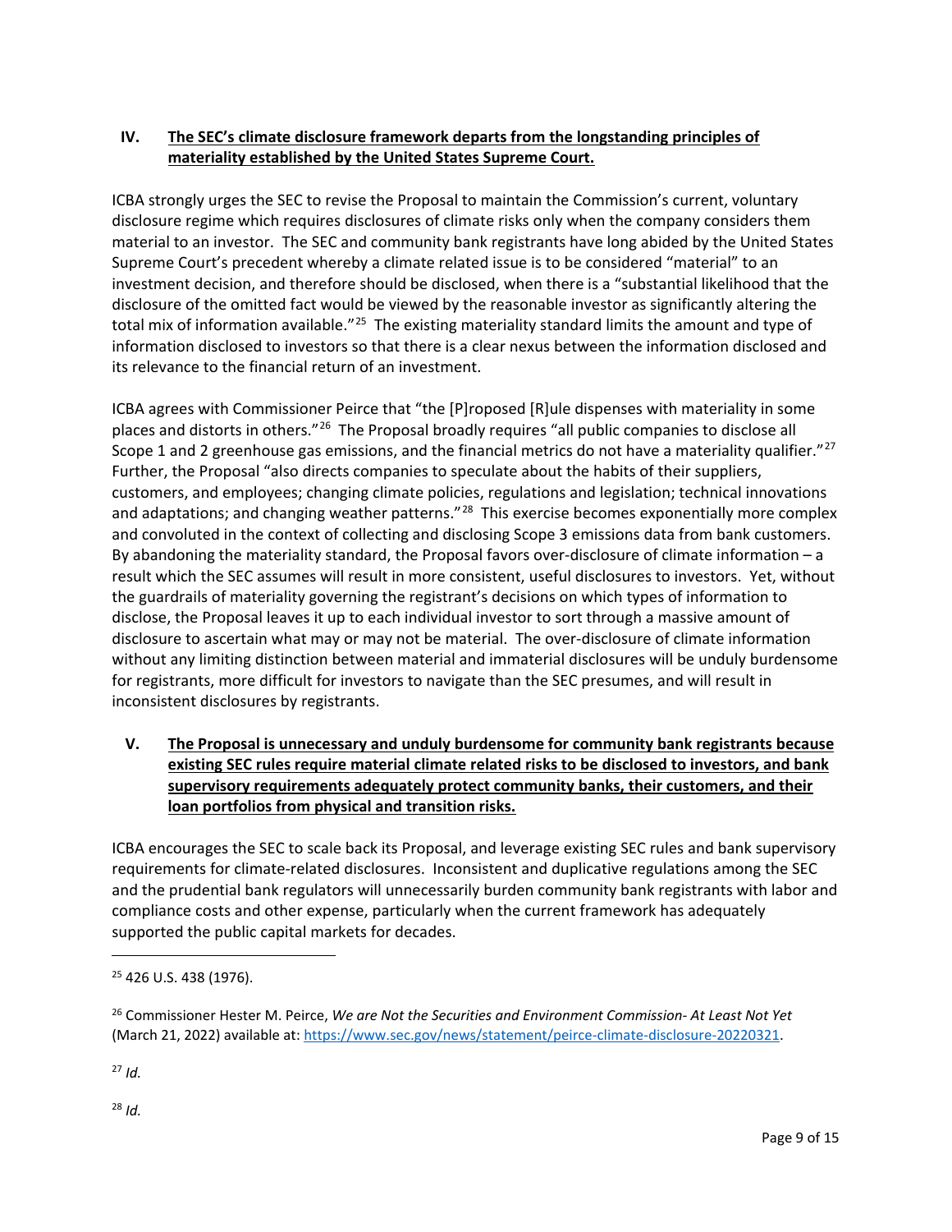## IV. **The SEC's climate disclosure framework departs from the longstanding principles of materiality established by the United States Supreme Court.**

ICBA strongly urges the SEC to revise the Proposal to maintain the Commission's current, voluntary disclosure regime which requires disclosures of climate risks only when the company considers them material to an investor. The SEC and community bank registrants have long abided by the United States Supreme Court's precedent whereby a climate related issue is to be considered "material" to an investment decision, and therefore should be disclosed, when there is a "substantial likelihood that the disclosure of the omitted fact would be viewed by the reasonable investor as significantly altering the total mix of information available."[25] The existing materiality standard limits the amount and type of information disclosed to investors so that there is a clear nexus between the information disclosed and its relevance to the financial return of an investment.

ICBA agrees with Commissioner Peirce that "the [P]roposed [R]ule dispenses with materiality in some places and distorts in others."[26] The Proposal broadly requires "all public companies to disclose all Scope 1 and 2 greenhouse gas emissions, and the financial metrics do not have a materiality qualifier."[27] Further, the Proposal "also directs companies to speculate about the habits of their suppliers, customers, and employees; changing climate policies, regulations and legislation; technical innovations and adaptations; and changing weather patterns."[28] This exercise becomes exponentially more complex and convoluted in the context of collecting and disclosing Scope 3 emissions data from bank customers. By abandoning the materiality standard, the Proposal favors over-disclosure of climate information – a result which the SEC assumes will result in more consistent, useful disclosures to investors. Yet, without the guardrails of materiality governing the registrant's decisions on which types of information to disclose, the Proposal leaves it up to each individual investor to sort through a massive amount of disclosure to ascertain what may or may not be material. The over-disclosure of climate information without any limiting distinction between material and immaterial disclosures will be unduly burdensome for registrants, more difficult for investors to navigate than the SEC presumes, and will result in inconsistent disclosures by registrants.

## V. **The Proposal is unnecessary and unduly burdensome for community bank registrants because existing SEC rules require material climate related risks to be disclosed to investors, and bank supervisory requirements adequately protect community banks, their customers, and their loan portfolios from physical and transition risks.**

ICBA encourages the SEC to scale back its Proposal, and leverage existing SEC rules and bank supervisory requirements for climate-related disclosures. Inconsistent and duplicative regulations among the SEC and the prudential bank regulators will unnecessarily burden community bank registrants with labor and compliance costs and other expense, particularly when the current framework has adequately supported the public capital markets for decades.

---

[25] 426 U.S. 438 (1976).

[26] Commissioner Hester M. Peirce, *We are Not the Securities and Environment Commission- At Least Not Yet* (March 21, 2022) available at: https://www.sec.gov/news/statement/peirce-climate-disclosure-20220321.

[27] *Id.*

[28] *Id.*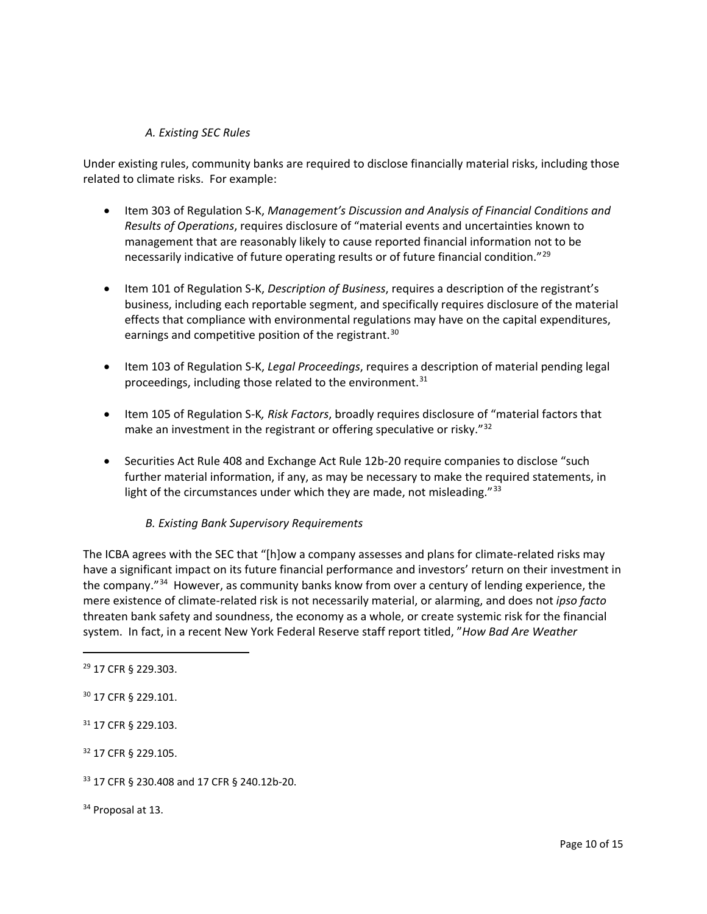### *A. Existing SEC Rules*

Under existing rules, community banks are required to disclose financially material risks, including those related to climate risks. For example:

- Item 303 of Regulation S-K, *Management's Discussion and Analysis of Financial Conditions and Results of Operations*, requires disclosure of "material events and uncertainties known to management that are reasonably likely to cause reported financial information not to be necessarily indicative of future operating results or of future financial condition."[29]

- Item 101 of Regulation S-K, *Description of Business*, requires a description of the registrant's business, including each reportable segment, and specifically requires disclosure of the material effects that compliance with environmental regulations may have on the capital expenditures, earnings and competitive position of the registrant.[30]

- Item 103 of Regulation S-K, *Legal Proceedings*, requires a description of material pending legal proceedings, including those related to the environment.[31]

- Item 105 of Regulation S-K*, Risk Factors*, broadly requires disclosure of "material factors that make an investment in the registrant or offering speculative or risky."[32]

- Securities Act Rule 408 and Exchange Act Rule 12b-20 require companies to disclose "such further material information, if any, as may be necessary to make the required statements, in light of the circumstances under which they are made, not misleading."[33]

### *B. Existing Bank Supervisory Requirements*

The ICBA agrees with the SEC that "[h]ow a company assesses and plans for climate-related risks may have a significant impact on its future financial performance and investors' return on their investment in the company."[34] However, as community banks know from over a century of lending experience, the mere existence of climate-related risk is not necessarily material, or alarming, and does not *ipso facto* threaten bank safety and soundness, the economy as a whole, or create systemic risk for the financial system. In fact, in a recent New York Federal Reserve staff report titled, "*How Bad Are Weather*

---

[29] 17 CFR § 229.303.

[30] 17 CFR § 229.101.

[31] 17 CFR § 229.103.

[32] 17 CFR § 229.105.

[33] 17 CFR § 230.408 and 17 CFR § 240.12b-20.

[34] Proposal at 13.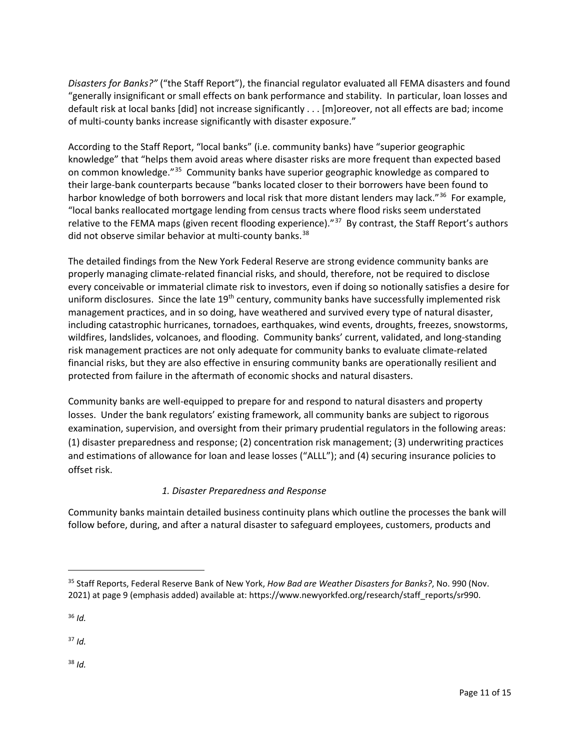*Disasters for Banks?"* ("the Staff Report"), the financial regulator evaluated all FEMA disasters and found "generally insignificant or small effects on bank performance and stability. In particular, loan losses and default risk at local banks [did] not increase significantly . . . [m]oreover, not all effects are bad; income of multi-county banks increase significantly with disaster exposure."

According to the Staff Report, "local banks" (i.e. community banks) have "superior geographic knowledge" that "helps them avoid areas where disaster risks are more frequent than expected based on common knowledge."[35] Community banks have superior geographic knowledge as compared to their large-bank counterparts because "banks located closer to their borrowers have been found to harbor knowledge of both borrowers and local risk that more distant lenders may lack."[36] For example, "local banks reallocated mortgage lending from census tracts where flood risks seem understated relative to the FEMA maps (given recent flooding experience)."[37] By contrast, the Staff Report's authors did not observe similar behavior at multi-county banks.[38]

The detailed findings from the New York Federal Reserve are strong evidence community banks are properly managing climate-related financial risks, and should, therefore, not be required to disclose every conceivable or immaterial climate risk to investors, even if doing so notionally satisfies a desire for uniform disclosures. Since the late 19th century, community banks have successfully implemented risk management practices, and in so doing, have weathered and survived every type of natural disaster, including catastrophic hurricanes, tornadoes, earthquakes, wind events, droughts, freezes, snowstorms, wildfires, landslides, volcanoes, and flooding. Community banks' current, validated, and long-standing risk management practices are not only adequate for community banks to evaluate climate-related financial risks, but they are also effective in ensuring community banks are operationally resilient and protected from failure in the aftermath of economic shocks and natural disasters.

Community banks are well-equipped to prepare for and respond to natural disasters and property losses. Under the bank regulators' existing framework, all community banks are subject to rigorous examination, supervision, and oversight from their primary prudential regulators in the following areas: (1) disaster preparedness and response; (2) concentration risk management; (3) underwriting practices and estimations of allowance for loan and lease losses ("ALLL"); and (4) securing insurance policies to offset risk.

*1. Disaster Preparedness and Response*

Community banks maintain detailed business continuity plans which outline the processes the bank will follow before, during, and after a natural disaster to safeguard employees, customers, products and

---

[35] Staff Reports, Federal Reserve Bank of New York, *How Bad are Weather Disasters for Banks?*, No. 990 (Nov. 2021) at page 9 (emphasis added) available at: https://www.newyorkfed.org/research/staff_reports/sr990.

[36] *Id.*

[37] *Id.*

[38] *Id.*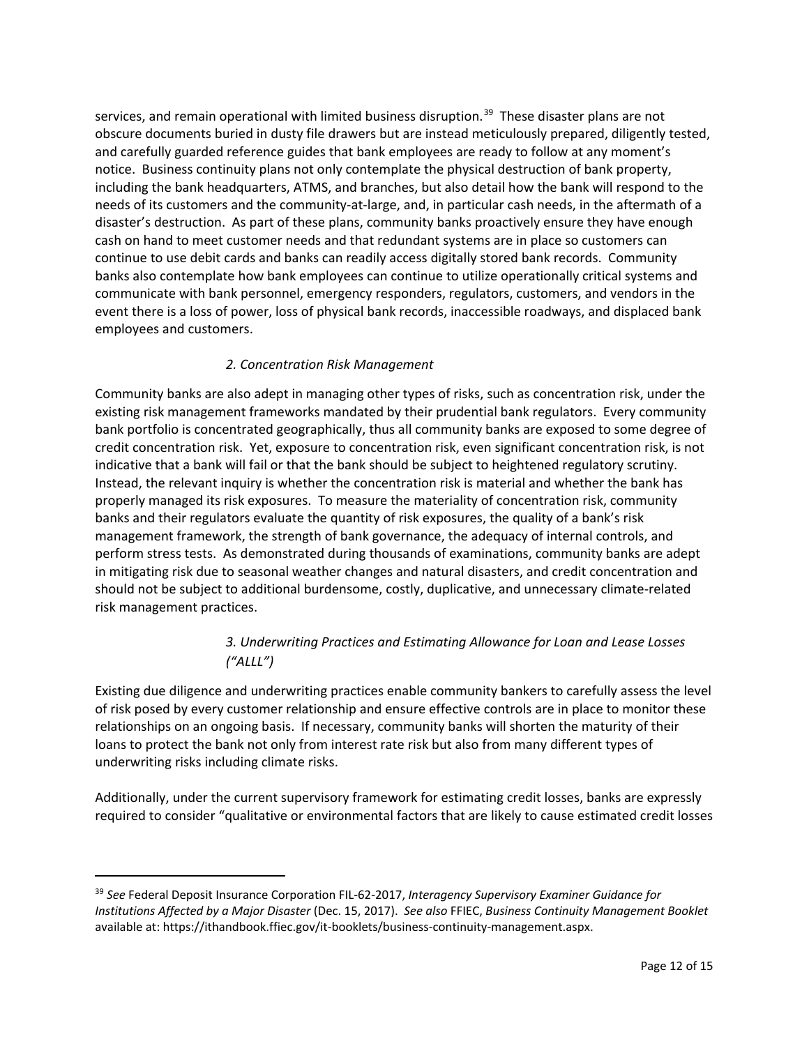services, and remain operational with limited business disruption.[39] These disaster plans are not obscure documents buried in dusty file drawers but are instead meticulously prepared, diligently tested, and carefully guarded reference guides that bank employees are ready to follow at any moment's notice. Business continuity plans not only contemplate the physical destruction of bank property, including the bank headquarters, ATMS, and branches, but also detail how the bank will respond to the needs of its customers and the community-at-large, and, in particular cash needs, in the aftermath of a disaster's destruction. As part of these plans, community banks proactively ensure they have enough cash on hand to meet customer needs and that redundant systems are in place so customers can continue to use debit cards and banks can readily access digitally stored bank records. Community banks also contemplate how bank employees can continue to utilize operationally critical systems and communicate with bank personnel, emergency responders, regulators, customers, and vendors in the event there is a loss of power, loss of physical bank records, inaccessible roadways, and displaced bank employees and customers.

*2. Concentration Risk Management*

Community banks are also adept in managing other types of risks, such as concentration risk, under the existing risk management frameworks mandated by their prudential bank regulators. Every community bank portfolio is concentrated geographically, thus all community banks are exposed to some degree of credit concentration risk. Yet, exposure to concentration risk, even significant concentration risk, is not indicative that a bank will fail or that the bank should be subject to heightened regulatory scrutiny. Instead, the relevant inquiry is whether the concentration risk is material and whether the bank has properly managed its risk exposures. To measure the materiality of concentration risk, community banks and their regulators evaluate the quantity of risk exposures, the quality of a bank's risk management framework, the strength of bank governance, the adequacy of internal controls, and perform stress tests. As demonstrated during thousands of examinations, community banks are adept in mitigating risk due to seasonal weather changes and natural disasters, and credit concentration and should not be subject to additional burdensome, costly, duplicative, and unnecessary climate-related risk management practices.

*3. Underwriting Practices and Estimating Allowance for Loan and Lease Losses ("ALLL")*

Existing due diligence and underwriting practices enable community bankers to carefully assess the level of risk posed by every customer relationship and ensure effective controls are in place to monitor these relationships on an ongoing basis. If necessary, community banks will shorten the maturity of their loans to protect the bank not only from interest rate risk but also from many different types of underwriting risks including climate risks.

Additionally, under the current supervisory framework for estimating credit losses, banks are expressly required to consider "qualitative or environmental factors that are likely to cause estimated credit losses

---

[39] *See* Federal Deposit Insurance Corporation FIL-62-2017, *Interagency Supervisory Examiner Guidance for Institutions Affected by a Major Disaster* (Dec. 15, 2017). *See also* FFIEC, *Business Continuity Management Booklet* available at: https://ithandbook.ffiec.gov/it-booklets/business-continuity-management.aspx.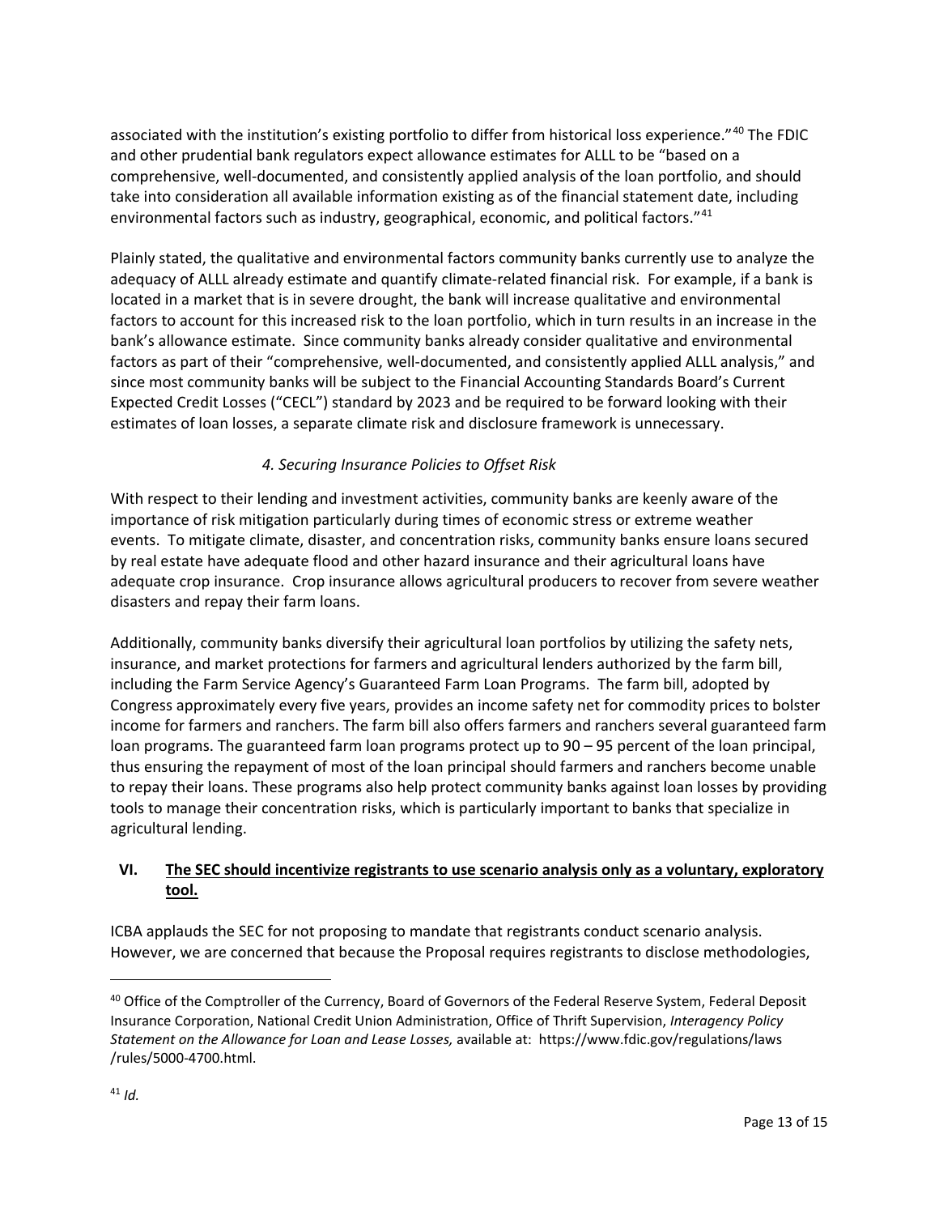associated with the institution's existing portfolio to differ from historical loss experience."[40] The FDIC and other prudential bank regulators expect allowance estimates for ALLL to be "based on a comprehensive, well-documented, and consistently applied analysis of the loan portfolio, and should take into consideration all available information existing as of the financial statement date, including environmental factors such as industry, geographical, economic, and political factors."[41]

Plainly stated, the qualitative and environmental factors community banks currently use to analyze the adequacy of ALLL already estimate and quantify climate-related financial risk. For example, if a bank is located in a market that is in severe drought, the bank will increase qualitative and environmental factors to account for this increased risk to the loan portfolio, which in turn results in an increase in the bank's allowance estimate. Since community banks already consider qualitative and environmental factors as part of their "comprehensive, well-documented, and consistently applied ALLL analysis," and since most community banks will be subject to the Financial Accounting Standards Board's Current Expected Credit Losses ("CECL") standard by 2023 and be required to be forward looking with their estimates of loan losses, a separate climate risk and disclosure framework is unnecessary.

#### *4. Securing Insurance Policies to Offset Risk*

With respect to their lending and investment activities, community banks are keenly aware of the importance of risk mitigation particularly during times of economic stress or extreme weather events. To mitigate climate, disaster, and concentration risks, community banks ensure loans secured by real estate have adequate flood and other hazard insurance and their agricultural loans have adequate crop insurance. Crop insurance allows agricultural producers to recover from severe weather disasters and repay their farm loans.

Additionally, community banks diversify their agricultural loan portfolios by utilizing the safety nets, insurance, and market protections for farmers and agricultural lenders authorized by the farm bill, including the Farm Service Agency's Guaranteed Farm Loan Programs. The farm bill, adopted by Congress approximately every five years, provides an income safety net for commodity prices to bolster income for farmers and ranchers. The farm bill also offers farmers and ranchers several guaranteed farm loan programs. The guaranteed farm loan programs protect up to 90 – 95 percent of the loan principal, thus ensuring the repayment of most of the loan principal should farmers and ranchers become unable to repay their loans. These programs also help protect community banks against loan losses by providing tools to manage their concentration risks, which is particularly important to banks that specialize in agricultural lending.

## VI. <u>The SEC should incentivize registrants to use scenario analysis only as a voluntary, exploratory tool.</u>

ICBA applauds the SEC for not proposing to mandate that registrants conduct scenario analysis. However, we are concerned that because the Proposal requires registrants to disclose methodologies,

---

[40] Office of the Comptroller of the Currency, Board of Governors of the Federal Reserve System, Federal Deposit Insurance Corporation, National Credit Union Administration, Office of Thrift Supervision, *Interagency Policy Statement on the Allowance for Loan and Lease Losses,* available at: https://www.fdic.gov/regulations/laws/rules/5000-4700.html.

[41] *Id.*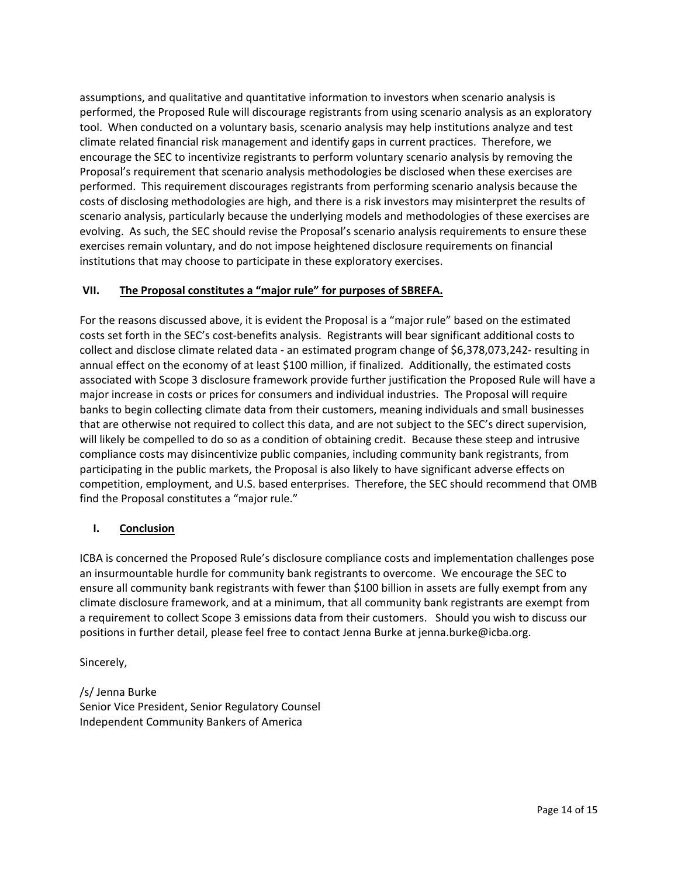assumptions, and qualitative and quantitative information to investors when scenario analysis is performed, the Proposed Rule will discourage registrants from using scenario analysis as an exploratory tool. When conducted on a voluntary basis, scenario analysis may help institutions analyze and test climate related financial risk management and identify gaps in current practices. Therefore, we encourage the SEC to incentivize registrants to perform voluntary scenario analysis by removing the Proposal's requirement that scenario analysis methodologies be disclosed when these exercises are performed. This requirement discourages registrants from performing scenario analysis because the costs of disclosing methodologies are high, and there is a risk investors may misinterpret the results of scenario analysis, particularly because the underlying models and methodologies of these exercises are evolving. As such, the SEC should revise the Proposal's scenario analysis requirements to ensure these exercises remain voluntary, and do not impose heightened disclosure requirements on financial institutions that may choose to participate in these exploratory exercises.

## VII. <u>The Proposal constitutes a "major rule" for purposes of SBREFA.</u>

For the reasons discussed above, it is evident the Proposal is a "major rule" based on the estimated costs set forth in the SEC's cost-benefits analysis. Registrants will bear significant additional costs to collect and disclose climate related data - an estimated program change of $6,378,073,242- resulting in annual effect on the economy of at least $100 million, if finalized. Additionally, the estimated costs associated with Scope 3 disclosure framework provide further justification the Proposed Rule will have a major increase in costs or prices for consumers and individual industries. The Proposal will require banks to begin collecting climate data from their customers, meaning individuals and small businesses that are otherwise not required to collect this data, and are not subject to the SEC's direct supervision, will likely be compelled to do so as a condition of obtaining credit. Because these steep and intrusive compliance costs may disincentivize public companies, including community bank registrants, from participating in the public markets, the Proposal is also likely to have significant adverse effects on competition, employment, and U.S. based enterprises. Therefore, the SEC should recommend that OMB find the Proposal constitutes a "major rule."

## I. <u>Conclusion</u>

ICBA is concerned the Proposed Rule's disclosure compliance costs and implementation challenges pose an insurmountable hurdle for community bank registrants to overcome. We encourage the SEC to ensure all community bank registrants with fewer than $100 billion in assets are fully exempt from any climate disclosure framework, and at a minimum, that all community bank registrants are exempt from a requirement to collect Scope 3 emissions data from their customers. Should you wish to discuss our positions in further detail, please feel free to contact Jenna Burke at jenna.burke@icba.org.

Sincerely,

/s/ Jenna Burke
Senior Vice President, Senior Regulatory Counsel
Independent Community Bankers of America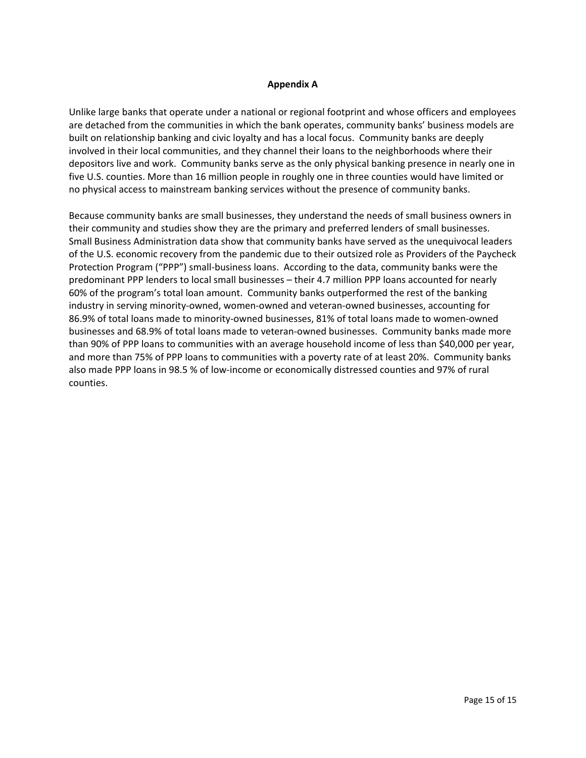## Appendix A

Unlike large banks that operate under a national or regional footprint and whose officers and employees are detached from the communities in which the bank operates, community banks' business models are built on relationship banking and civic loyalty and has a local focus. Community banks are deeply involved in their local communities, and they channel their loans to the neighborhoods where their depositors live and work. Community banks serve as the only physical banking presence in nearly one in five U.S. counties. More than 16 million people in roughly one in three counties would have limited or no physical access to mainstream banking services without the presence of community banks.

Because community banks are small businesses, they understand the needs of small business owners in their community and studies show they are the primary and preferred lenders of small businesses. Small Business Administration data show that community banks have served as the unequivocal leaders of the U.S. economic recovery from the pandemic due to their outsized role as Providers of the Paycheck Protection Program ("PPP") small-business loans. According to the data, community banks were the predominant PPP lenders to local small businesses – their 4.7 million PPP loans accounted for nearly 60% of the program's total loan amount. Community banks outperformed the rest of the banking industry in serving minority-owned, women-owned and veteran-owned businesses, accounting for 86.9% of total loans made to minority-owned businesses, 81% of total loans made to women-owned businesses and 68.9% of total loans made to veteran-owned businesses. Community banks made more than 90% of PPP loans to communities with an average household income of less than $40,000 per year, and more than 75% of PPP loans to communities with a poverty rate of at least 20%. Community banks also made PPP loans in 98.5 % of low-income or economically distressed counties and 97% of rural counties.